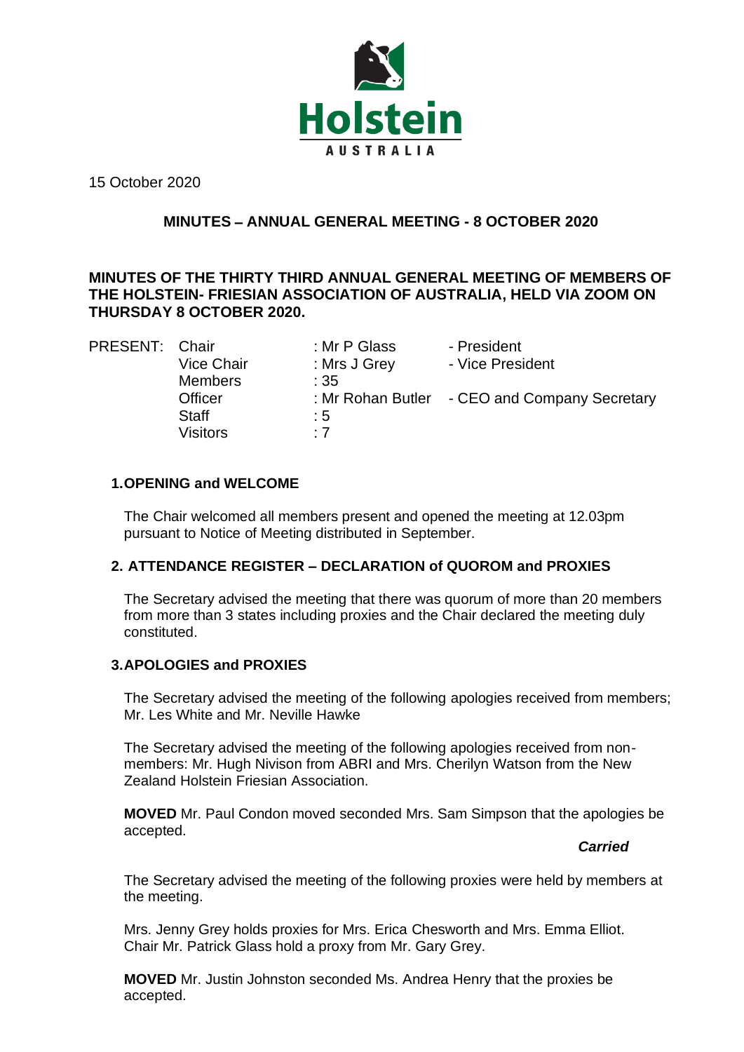Holstein

AUSTRALIA

15 October 2020

## MINUTES – ANNUAL GENERAL MEETING - 8 OCTOBER 2020

**MINUTES OF THE THIRTY THIRD ANNUAL GENERAL MEETING OF MEMBERS OF THE HOLSTEIN- FRIESIAN ASSOCIATION OF AUSTRALIA, HELD VIA ZOOM ON THURSDAY 8 OCTOBER 2020.**

| PRESENT: | | | |
|---|---|---|---|
| | Chair | : Mr P Glass | - President |
| | Vice Chair | : Mrs J Grey | - Vice President |
| | Members | : 35 | |
| | Officer | : Mr Rohan Butler | - CEO and Company Secretary |
| | Staff | : 5 | |
| | Visitors | : 7 | |

### 1. OPENING and WELCOME

The Chair welcomed all members present and opened the meeting at 12.03pm pursuant to Notice of Meeting distributed in September.

### 2. ATTENDANCE REGISTER – DECLARATION of QUOROM and PROXIES

The Secretary advised the meeting that there was quorum of more than 20 members from more than 3 states including proxies and the Chair declared the meeting duly constituted.

### 3. APOLOGIES and PROXIES

The Secretary advised the meeting of the following apologies received from members; Mr. Les White and Mr. Neville Hawke

The Secretary advised the meeting of the following apologies received from non-members: Mr. Hugh Nivison from ABRI and Mrs. Cherilyn Watson from the New Zealand Holstein Friesian Association.

**MOVED** Mr. Paul Condon moved seconded Mrs. Sam Simpson that the apologies be accepted.

***Carried***

The Secretary advised the meeting of the following proxies were held by members at the meeting.

Mrs. Jenny Grey holds proxies for Mrs. Erica Chesworth and Mrs. Emma Elliot.
Chair Mr. Patrick Glass hold a proxy from Mr. Gary Grey.

**MOVED** Mr. Justin Johnston seconded Ms. Andrea Henry that the proxies be accepted.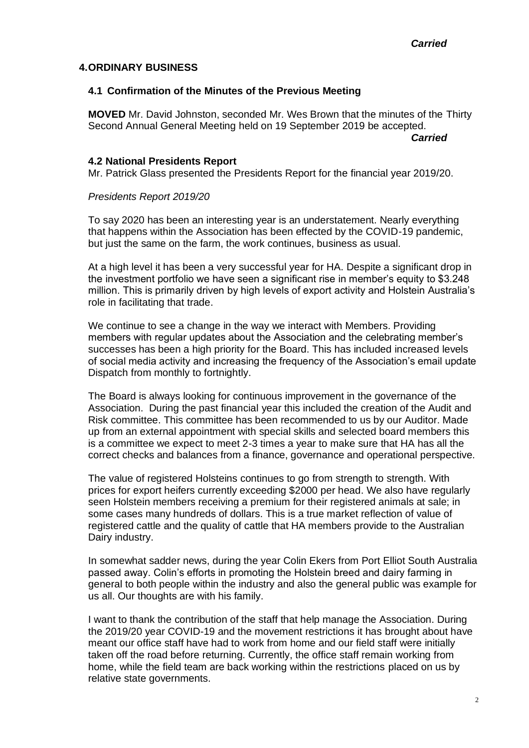***Carried***

## 4. ORDINARY BUSINESS

### 4.1 Confirmation of the Minutes of the Previous Meeting

**MOVED** Mr. David Johnston, seconded Mr. Wes Brown that the minutes of the Thirty Second Annual General Meeting held on 19 September 2019 be accepted.

***Carried***

### 4.2 National Presidents Report

Mr. Patrick Glass presented the Presidents Report for the financial year 2019/20.

*Presidents Report 2019/20*

To say 2020 has been an interesting year is an understatement. Nearly everything that happens within the Association has been effected by the COVID-19 pandemic, but just the same on the farm, the work continues, business as usual.

At a high level it has been a very successful year for HA. Despite a significant drop in the investment portfolio we have seen a significant rise in member's equity to $3.248 million. This is primarily driven by high levels of export activity and Holstein Australia's role in facilitating that trade.

We continue to see a change in the way we interact with Members. Providing members with regular updates about the Association and the celebrating member's successes has been a high priority for the Board. This has included increased levels of social media activity and increasing the frequency of the Association's email update Dispatch from monthly to fortnightly.

The Board is always looking for continuous improvement in the governance of the Association. During the past financial year this included the creation of the Audit and Risk committee. This committee has been recommended to us by our Auditor. Made up from an external appointment with special skills and selected board members this is a committee we expect to meet 2-3 times a year to make sure that HA has all the correct checks and balances from a finance, governance and operational perspective.

The value of registered Holsteins continues to go from strength to strength. With prices for export heifers currently exceeding $2000 per head. We also have regularly seen Holstein members receiving a premium for their registered animals at sale; in some cases many hundreds of dollars. This is a true market reflection of value of registered cattle and the quality of cattle that HA members provide to the Australian Dairy industry.

In somewhat sadder news, during the year Colin Ekers from Port Elliot South Australia passed away. Colin's efforts in promoting the Holstein breed and dairy farming in general to both people within the industry and also the general public was example for us all. Our thoughts are with his family.

I want to thank the contribution of the staff that help manage the Association. During the 2019/20 year COVID-19 and the movement restrictions it has brought about have meant our office staff have had to work from home and our field staff were initially taken off the road before returning. Currently, the office staff remain working from home, while the field team are back working within the restrictions placed on us by relative state governments.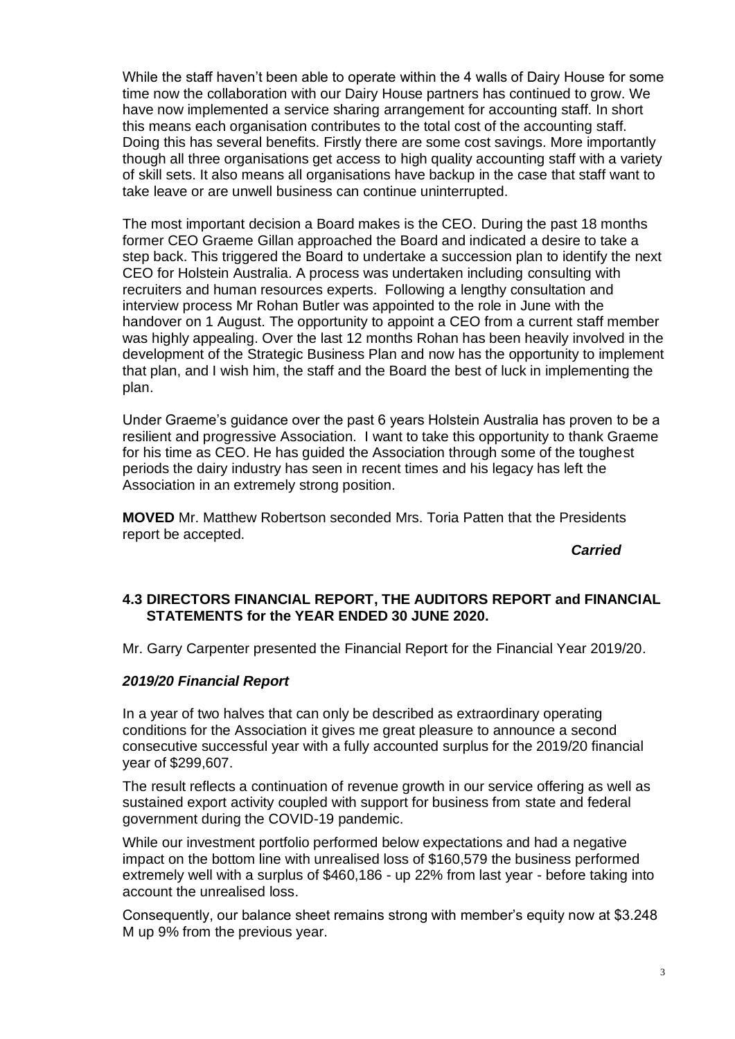While the staff haven't been able to operate within the 4 walls of Dairy House for some time now the collaboration with our Dairy House partners has continued to grow. We have now implemented a service sharing arrangement for accounting staff. In short this means each organisation contributes to the total cost of the accounting staff. Doing this has several benefits. Firstly there are some cost savings. More importantly though all three organisations get access to high quality accounting staff with a variety of skill sets. It also means all organisations have backup in the case that staff want to take leave or are unwell business can continue uninterrupted.

The most important decision a Board makes is the CEO. During the past 18 months former CEO Graeme Gillan approached the Board and indicated a desire to take a step back. This triggered the Board to undertake a succession plan to identify the next CEO for Holstein Australia. A process was undertaken including consulting with recruiters and human resources experts. Following a lengthy consultation and interview process Mr Rohan Butler was appointed to the role in June with the handover on 1 August. The opportunity to appoint a CEO from a current staff member was highly appealing. Over the last 12 months Rohan has been heavily involved in the development of the Strategic Business Plan and now has the opportunity to implement that plan, and I wish him, the staff and the Board the best of luck in implementing the plan.

Under Graeme's guidance over the past 6 years Holstein Australia has proven to be a resilient and progressive Association. I want to take this opportunity to thank Graeme for his time as CEO. He has guided the Association through some of the toughest periods the dairy industry has seen in recent times and his legacy has left the Association in an extremely strong position.

**MOVED** Mr. Matthew Robertson seconded Mrs. Toria Patten that the Presidents report be accepted.

***Carried***

### 4.3 DIRECTORS FINANCIAL REPORT, THE AUDITORS REPORT and FINANCIAL STATEMENTS for the YEAR ENDED 30 JUNE 2020.

Mr. Garry Carpenter presented the Financial Report for the Financial Year 2019/20.

#### *2019/20 Financial Report*

In a year of two halves that can only be described as extraordinary operating conditions for the Association it gives me great pleasure to announce a second consecutive successful year with a fully accounted surplus for the 2019/20 financial year of $299,607.

The result reflects a continuation of revenue growth in our service offering as well as sustained export activity coupled with support for business from state and federal government during the COVID-19 pandemic.

While our investment portfolio performed below expectations and had a negative impact on the bottom line with unrealised loss of $160,579 the business performed extremely well with a surplus of $460,186 - up 22% from last year - before taking into account the unrealised loss.

Consequently, our balance sheet remains strong with member's equity now at $3.248 M up 9% from the previous year.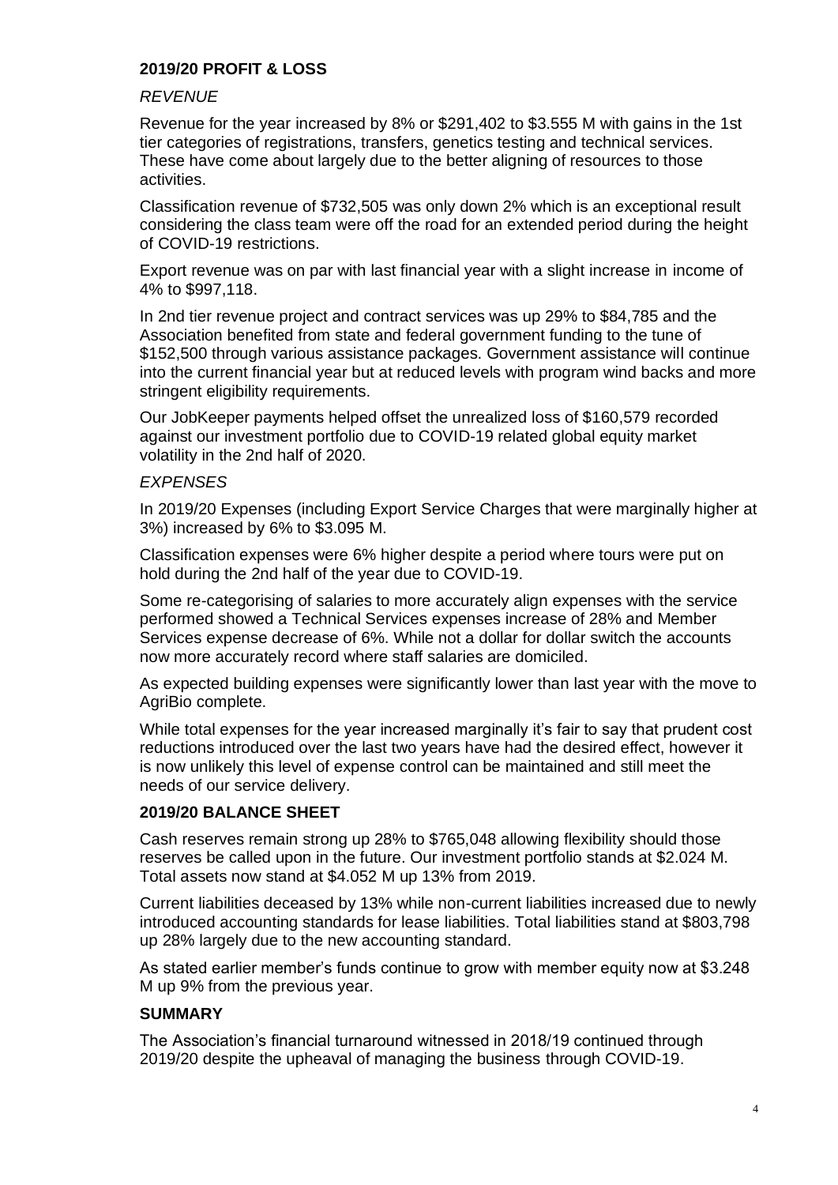## 2019/20 PROFIT & LOSS

### *REVENUE*

Revenue for the year increased by 8% or $291,402 to $3.555 M with gains in the 1st tier categories of registrations, transfers, genetics testing and technical services. These have come about largely due to the better aligning of resources to those activities.

Classification revenue of $732,505 was only down 2% which is an exceptional result considering the class team were off the road for an extended period during the height of COVID-19 restrictions.

Export revenue was on par with last financial year with a slight increase in income of 4% to $997,118.

In 2nd tier revenue project and contract services was up 29% to $84,785 and the Association benefited from state and federal government funding to the tune of $152,500 through various assistance packages. Government assistance will continue into the current financial year but at reduced levels with program wind backs and more stringent eligibility requirements.

Our JobKeeper payments helped offset the unrealized loss of $160,579 recorded against our investment portfolio due to COVID-19 related global equity market volatility in the 2nd half of 2020.

### *EXPENSES*

In 2019/20 Expenses (including Export Service Charges that were marginally higher at 3%) increased by 6% to $3.095 M.

Classification expenses were 6% higher despite a period where tours were put on hold during the 2nd half of the year due to COVID-19.

Some re-categorising of salaries to more accurately align expenses with the service performed showed a Technical Services expenses increase of 28% and Member Services expense decrease of 6%. While not a dollar for dollar switch the accounts now more accurately record where staff salaries are domiciled.

As expected building expenses were significantly lower than last year with the move to AgriBio complete.

While total expenses for the year increased marginally it's fair to say that prudent cost reductions introduced over the last two years have had the desired effect, however it is now unlikely this level of expense control can be maintained and still meet the needs of our service delivery.

## 2019/20 BALANCE SHEET

Cash reserves remain strong up 28% to $765,048 allowing flexibility should those reserves be called upon in the future. Our investment portfolio stands at $2.024 M. Total assets now stand at $4.052 M up 13% from 2019.

Current liabilities deceased by 13% while non-current liabilities increased due to newly introduced accounting standards for lease liabilities. Total liabilities stand at $803,798 up 28% largely due to the new accounting standard.

As stated earlier member's funds continue to grow with member equity now at $3.248 M up 9% from the previous year.

## SUMMARY

The Association's financial turnaround witnessed in 2018/19 continued through 2019/20 despite the upheaval of managing the business through COVID-19.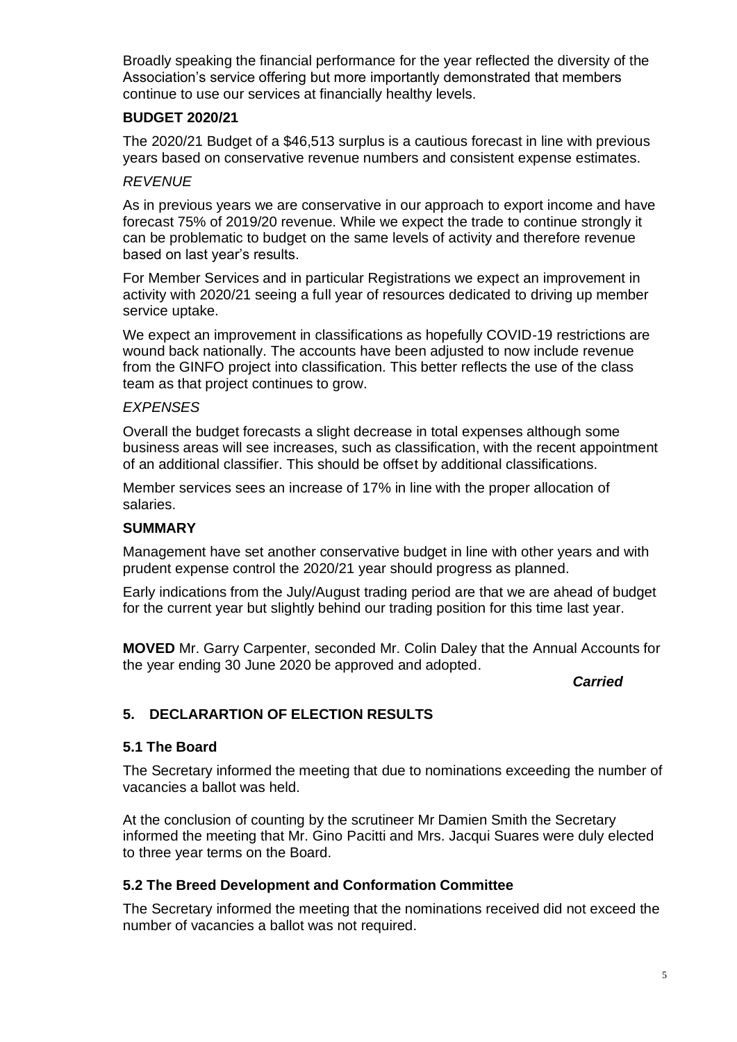Broadly speaking the financial performance for the year reflected the diversity of the Association's service offering but more importantly demonstrated that members continue to use our services at financially healthy levels.

**BUDGET 2020/21**

The 2020/21 Budget of a $46,513 surplus is a cautious forecast in line with previous years based on conservative revenue numbers and consistent expense estimates.

*REVENUE*

As in previous years we are conservative in our approach to export income and have forecast 75% of 2019/20 revenue. While we expect the trade to continue strongly it can be problematic to budget on the same levels of activity and therefore revenue based on last year's results.

For Member Services and in particular Registrations we expect an improvement in activity with 2020/21 seeing a full year of resources dedicated to driving up member service uptake.

We expect an improvement in classifications as hopefully COVID-19 restrictions are wound back nationally. The accounts have been adjusted to now include revenue from the GINFO project into classification. This better reflects the use of the class team as that project continues to grow.

*EXPENSES*

Overall the budget forecasts a slight decrease in total expenses although some business areas will see increases, such as classification, with the recent appointment of an additional classifier. This should be offset by additional classifications.

Member services sees an increase of 17% in line with the proper allocation of salaries.

**SUMMARY**

Management have set another conservative budget in line with other years and with prudent expense control the 2020/21 year should progress as planned.

Early indications from the July/August trading period are that we are ahead of budget for the current year but slightly behind our trading position for this time last year.

**MOVED** Mr. Garry Carpenter, seconded Mr. Colin Daley that the Annual Accounts for the year ending 30 June 2020 be approved and adopted.

***Carried***

## 5. DECLARARTION OF ELECTION RESULTS

### 5.1 The Board

The Secretary informed the meeting that due to nominations exceeding the number of vacancies a ballot was held.

At the conclusion of counting by the scrutineer Mr Damien Smith the Secretary informed the meeting that Mr. Gino Pacitti and Mrs. Jacqui Suares were duly elected to three year terms on the Board.

### 5.2 The Breed Development and Conformation Committee

The Secretary informed the meeting that the nominations received did not exceed the number of vacancies a ballot was not required.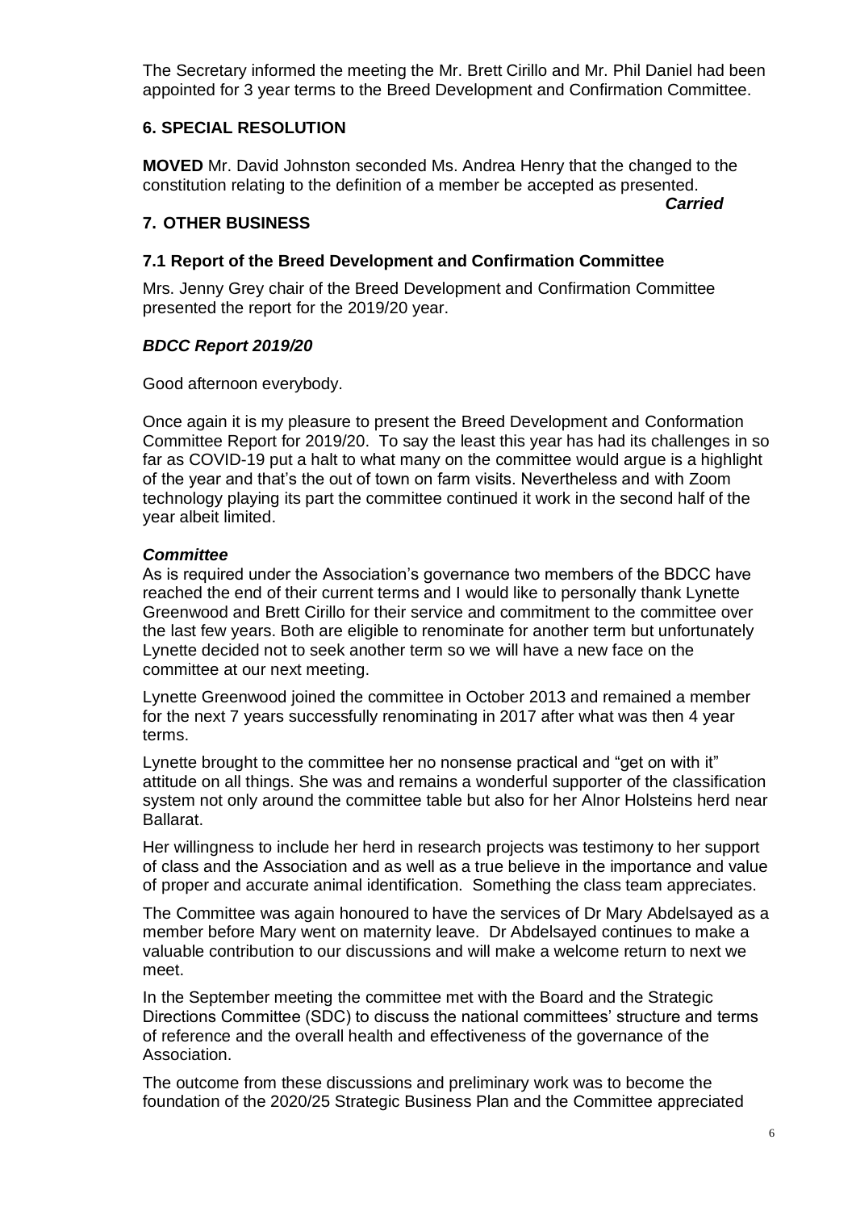The Secretary informed the meeting the Mr. Brett Cirillo and Mr. Phil Daniel had been appointed for 3 year terms to the Breed Development and Confirmation Committee.

## 6. SPECIAL RESOLUTION

**MOVED** Mr. David Johnston seconded Ms. Andrea Henry that the changed to the constitution relating to the definition of a member be accepted as presented.

***Carried***

## 7. OTHER BUSINESS

### 7.1 Report of the Breed Development and Confirmation Committee

Mrs. Jenny Grey chair of the Breed Development and Confirmation Committee presented the report for the 2019/20 year.

### *BDCC Report 2019/20*

Good afternoon everybody.

Once again it is my pleasure to present the Breed Development and Conformation Committee Report for 2019/20. To say the least this year has had its challenges in so far as COVID-19 put a halt to what many on the committee would argue is a highlight of the year and that's the out of town on farm visits. Nevertheless and with Zoom technology playing its part the committee continued it work in the second half of the year albeit limited.

***Committee***

As is required under the Association's governance two members of the BDCC have reached the end of their current terms and I would like to personally thank Lynette Greenwood and Brett Cirillo for their service and commitment to the committee over the last few years. Both are eligible to renominate for another term but unfortunately Lynette decided not to seek another term so we will have a new face on the committee at our next meeting.

Lynette Greenwood joined the committee in October 2013 and remained a member for the next 7 years successfully renominating in 2017 after what was then 4 year terms.

Lynette brought to the committee her no nonsense practical and "get on with it" attitude on all things. She was and remains a wonderful supporter of the classification system not only around the committee table but also for her Alnor Holsteins herd near Ballarat.

Her willingness to include her herd in research projects was testimony to her support of class and the Association and as well as a true believe in the importance and value of proper and accurate animal identification. Something the class team appreciates.

The Committee was again honoured to have the services of Dr Mary Abdelsayed as a member before Mary went on maternity leave. Dr Abdelsayed continues to make a valuable contribution to our discussions and will make a welcome return to next we meet.

In the September meeting the committee met with the Board and the Strategic Directions Committee (SDC) to discuss the national committees' structure and terms of reference and the overall health and effectiveness of the governance of the Association.

The outcome from these discussions and preliminary work was to become the foundation of the 2020/25 Strategic Business Plan and the Committee appreciated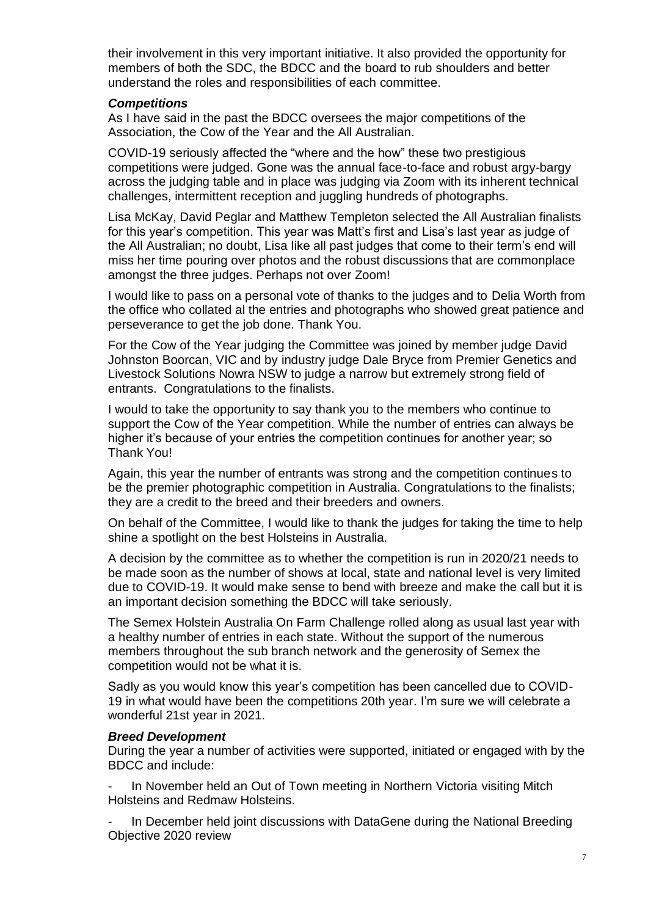their involvement in this very important initiative. It also provided the opportunity for members of both the SDC, the BDCC and the board to rub shoulders and better understand the roles and responsibilities of each committee.

***Competitions***

As I have said in the past the BDCC oversees the major competitions of the Association, the Cow of the Year and the All Australian.

COVID-19 seriously affected the "where and the how" these two prestigious competitions were judged. Gone was the annual face-to-face and robust argy-bargy across the judging table and in place was judging via Zoom with its inherent technical challenges, intermittent reception and juggling hundreds of photographs.

Lisa McKay, David Peglar and Matthew Templeton selected the All Australian finalists for this year's competition. This year was Matt's first and Lisa's last year as judge of the All Australian; no doubt, Lisa like all past judges that come to their term's end will miss her time pouring over photos and the robust discussions that are commonplace amongst the three judges. Perhaps not over Zoom!

I would like to pass on a personal vote of thanks to the judges and to Delia Worth from the office who collated al the entries and photographs who showed great patience and perseverance to get the job done. Thank You.

For the Cow of the Year judging the Committee was joined by member judge David Johnston Boorcan, VIC and by industry judge Dale Bryce from Premier Genetics and Livestock Solutions Nowra NSW to judge a narrow but extremely strong field of entrants. Congratulations to the finalists.

I would to take the opportunity to say thank you to the members who continue to support the Cow of the Year competition. While the number of entries can always be higher it's because of your entries the competition continues for another year; so Thank You!

Again, this year the number of entrants was strong and the competition continues to be the premier photographic competition in Australia. Congratulations to the finalists; they are a credit to the breed and their breeders and owners.

On behalf of the Committee, I would like to thank the judges for taking the time to help shine a spotlight on the best Holsteins in Australia.

A decision by the committee as to whether the competition is run in 2020/21 needs to be made soon as the number of shows at local, state and national level is very limited due to COVID-19. It would make sense to bend with breeze and make the call but it is an important decision something the BDCC will take seriously.

The Semex Holstein Australia On Farm Challenge rolled along as usual last year with a healthy number of entries in each state. Without the support of the numerous members throughout the sub branch network and the generosity of Semex the competition would not be what it is.

Sadly as you would know this year's competition has been cancelled due to COVID-19 in what would have been the competitions 20th year. I'm sure we will celebrate a wonderful 21st year in 2021.

***Breed Development***

During the year a number of activities were supported, initiated or engaged with by the BDCC and include:

- In November held an Out of Town meeting in Northern Victoria visiting Mitch Holsteins and Redmaw Holsteins.
- In December held joint discussions with DataGene during the National Breeding Objective 2020 review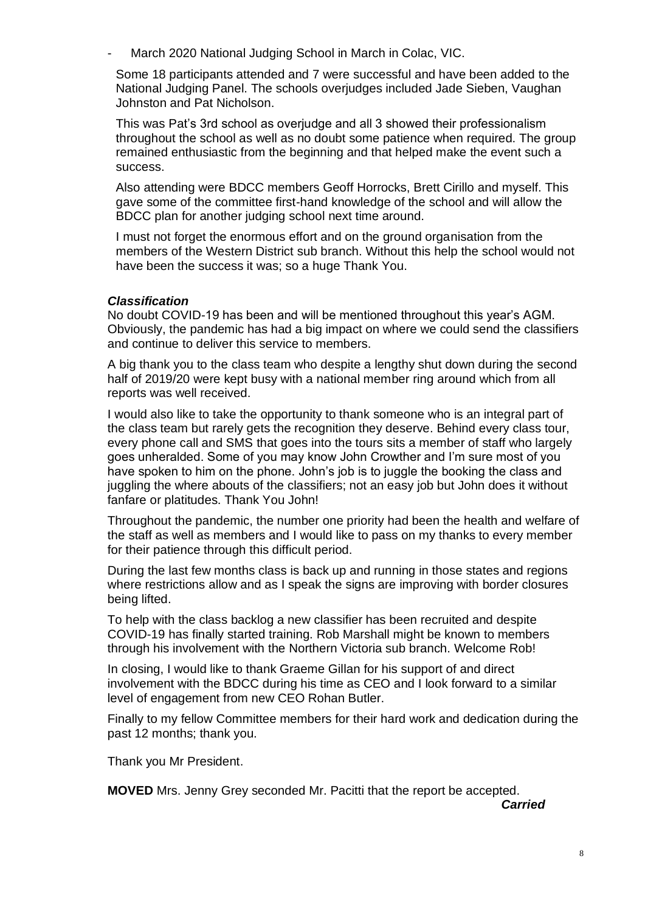- March 2020 National Judging School in March in Colac, VIC.

  Some 18 participants attended and 7 were successful and have been added to the National Judging Panel. The schools overjudges included Jade Sieben, Vaughan Johnston and Pat Nicholson.

  This was Pat's 3rd school as overjudge and all 3 showed their professionalism throughout the school as well as no doubt some patience when required. The group remained enthusiastic from the beginning and that helped make the event such a success.

  Also attending were BDCC members Geoff Horrocks, Brett Cirillo and myself. This gave some of the committee first-hand knowledge of the school and will allow the BDCC plan for another judging school next time around.

  I must not forget the enormous effort and on the ground organisation from the members of the Western District sub branch. Without this help the school would not have been the success it was; so a huge Thank You.

***Classification***

No doubt COVID-19 has been and will be mentioned throughout this year's AGM. Obviously, the pandemic has had a big impact on where we could send the classifiers and continue to deliver this service to members.

A big thank you to the class team who despite a lengthy shut down during the second half of 2019/20 were kept busy with a national member ring around which from all reports was well received.

I would also like to take the opportunity to thank someone who is an integral part of the class team but rarely gets the recognition they deserve. Behind every class tour, every phone call and SMS that goes into the tours sits a member of staff who largely goes unheralded. Some of you may know John Crowther and I'm sure most of you have spoken to him on the phone. John's job is to juggle the booking the class and juggling the where abouts of the classifiers; not an easy job but John does it without fanfare or platitudes. Thank You John!

Throughout the pandemic, the number one priority had been the health and welfare of the staff as well as members and I would like to pass on my thanks to every member for their patience through this difficult period.

During the last few months class is back up and running in those states and regions where restrictions allow and as I speak the signs are improving with border closures being lifted.

To help with the class backlog a new classifier has been recruited and despite COVID-19 has finally started training. Rob Marshall might be known to members through his involvement with the Northern Victoria sub branch. Welcome Rob!

In closing, I would like to thank Graeme Gillan for his support of and direct involvement with the BDCC during his time as CEO and I look forward to a similar level of engagement from new CEO Rohan Butler.

Finally to my fellow Committee members for their hard work and dedication during the past 12 months; thank you.

Thank you Mr President.

**MOVED** Mrs. Jenny Grey seconded Mr. Pacitti that the report be accepted.

***Carried***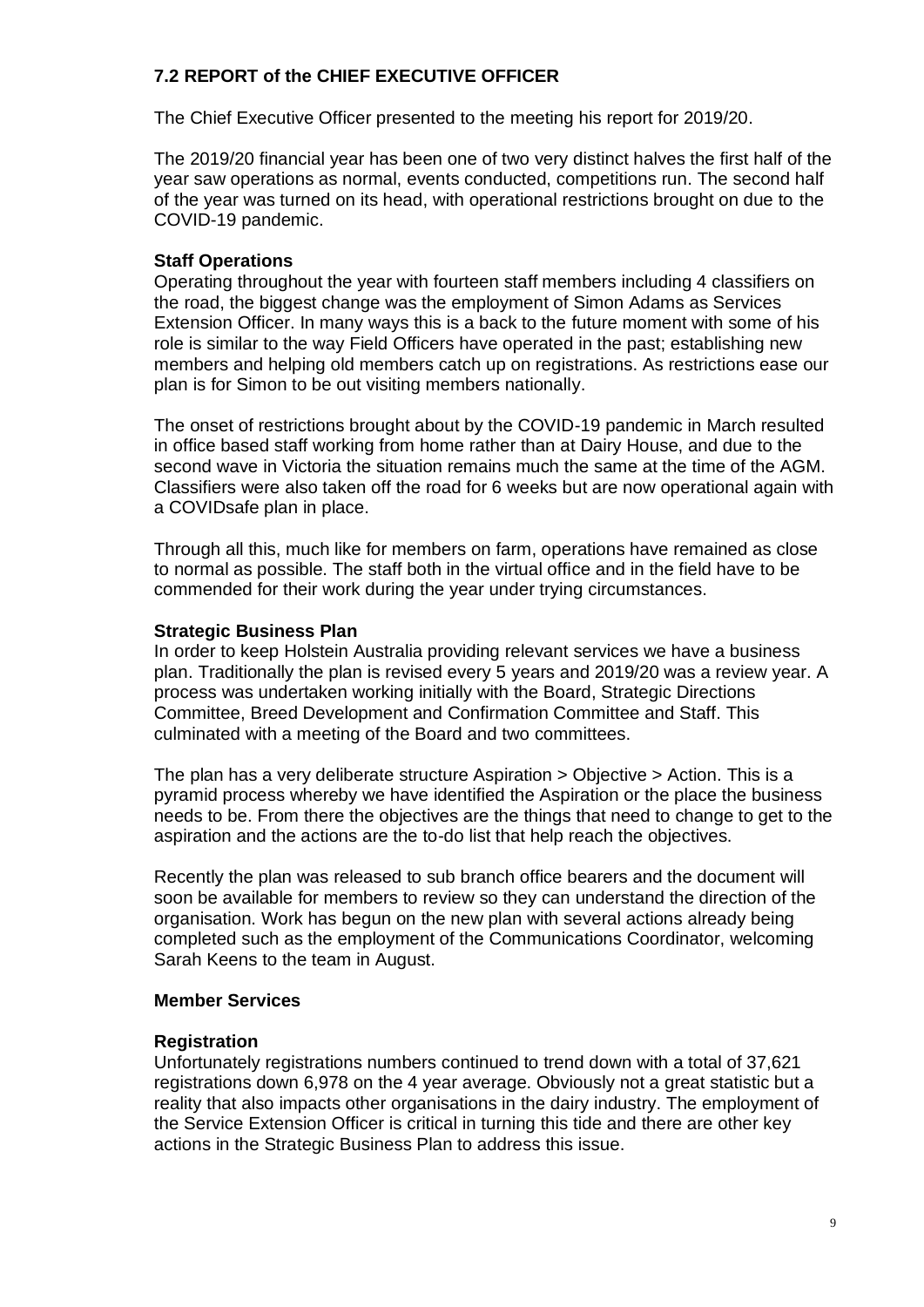## 7.2 REPORT of the CHIEF EXECUTIVE OFFICER

The Chief Executive Officer presented to the meeting his report for 2019/20.

The 2019/20 financial year has been one of two very distinct halves the first half of the year saw operations as normal, events conducted, competitions run. The second half of the year was turned on its head, with operational restrictions brought on due to the COVID-19 pandemic.

### Staff Operations

Operating throughout the year with fourteen staff members including 4 classifiers on the road, the biggest change was the employment of Simon Adams as Services Extension Officer. In many ways this is a back to the future moment with some of his role is similar to the way Field Officers have operated in the past; establishing new members and helping old members catch up on registrations. As restrictions ease our plan is for Simon to be out visiting members nationally.

The onset of restrictions brought about by the COVID-19 pandemic in March resulted in office based staff working from home rather than at Dairy House, and due to the second wave in Victoria the situation remains much the same at the time of the AGM. Classifiers were also taken off the road for 6 weeks but are now operational again with a COVIDsafe plan in place.

Through all this, much like for members on farm, operations have remained as close to normal as possible. The staff both in the virtual office and in the field have to be commended for their work during the year under trying circumstances.

### Strategic Business Plan

In order to keep Holstein Australia providing relevant services we have a business plan. Traditionally the plan is revised every 5 years and 2019/20 was a review year. A process was undertaken working initially with the Board, Strategic Directions Committee, Breed Development and Confirmation Committee and Staff. This culminated with a meeting of the Board and two committees.

The plan has a very deliberate structure Aspiration > Objective > Action. This is a pyramid process whereby we have identified the Aspiration or the place the business needs to be. From there the objectives are the things that need to change to get to the aspiration and the actions are the to-do list that help reach the objectives.

Recently the plan was released to sub branch office bearers and the document will soon be available for members to review so they can understand the direction of the organisation. Work has begun on the new plan with several actions already being completed such as the employment of the Communications Coordinator, welcoming Sarah Keens to the team in August.

### Member Services

### Registration

Unfortunately registrations numbers continued to trend down with a total of 37,621 registrations down 6,978 on the 4 year average. Obviously not a great statistic but a reality that also impacts other organisations in the dairy industry. The employment of the Service Extension Officer is critical in turning this tide and there are other key actions in the Strategic Business Plan to address this issue.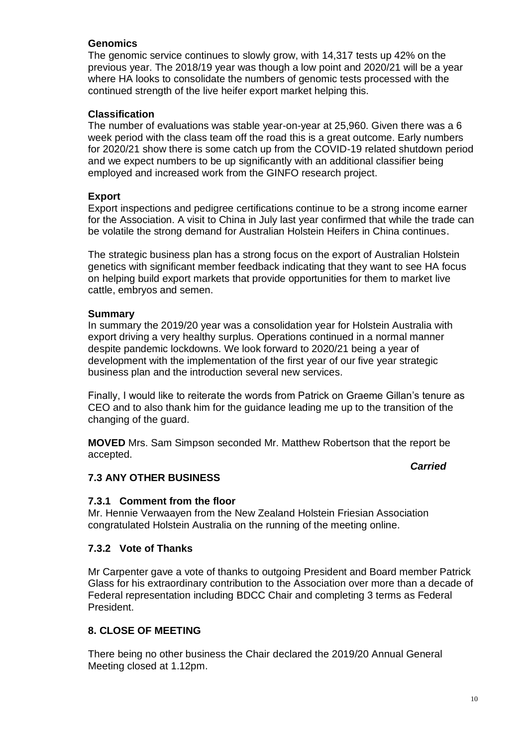**Genomics**

The genomic service continues to slowly grow, with 14,317 tests up 42% on the previous year. The 2018/19 year was though a low point and 2020/21 will be a year where HA looks to consolidate the numbers of genomic tests processed with the continued strength of the live heifer export market helping this.

**Classification**

The number of evaluations was stable year-on-year at 25,960. Given there was a 6 week period with the class team off the road this is a great outcome. Early numbers for 2020/21 show there is some catch up from the COVID-19 related shutdown period and we expect numbers to be up significantly with an additional classifier being employed and increased work from the GINFO research project.

**Export**

Export inspections and pedigree certifications continue to be a strong income earner for the Association. A visit to China in July last year confirmed that while the trade can be volatile the strong demand for Australian Holstein Heifers in China continues.

The strategic business plan has a strong focus on the export of Australian Holstein genetics with significant member feedback indicating that they want to see HA focus on helping build export markets that provide opportunities for them to market live cattle, embryos and semen.

**Summary**

In summary the 2019/20 year was a consolidation year for Holstein Australia with export driving a very healthy surplus. Operations continued in a normal manner despite pandemic lockdowns. We look forward to 2020/21 being a year of development with the implementation of the first year of our five year strategic business plan and the introduction several new services.

Finally, I would like to reiterate the words from Patrick on Graeme Gillan's tenure as CEO and to also thank him for the guidance leading me up to the transition of the changing of the guard.

**MOVED** Mrs. Sam Simpson seconded Mr. Matthew Robertson that the report be accepted.

***Carried***

## 7.3 ANY OTHER BUSINESS

### 7.3.1 Comment from the floor

Mr. Hennie Verwaayen from the New Zealand Holstein Friesian Association congratulated Holstein Australia on the running of the meeting online.

### 7.3.2 Vote of Thanks

Mr Carpenter gave a vote of thanks to outgoing President and Board member Patrick Glass for his extraordinary contribution to the Association over more than a decade of Federal representation including BDCC Chair and completing 3 terms as Federal President.

## 8. CLOSE OF MEETING

There being no other business the Chair declared the 2019/20 Annual General Meeting closed at 1.12pm.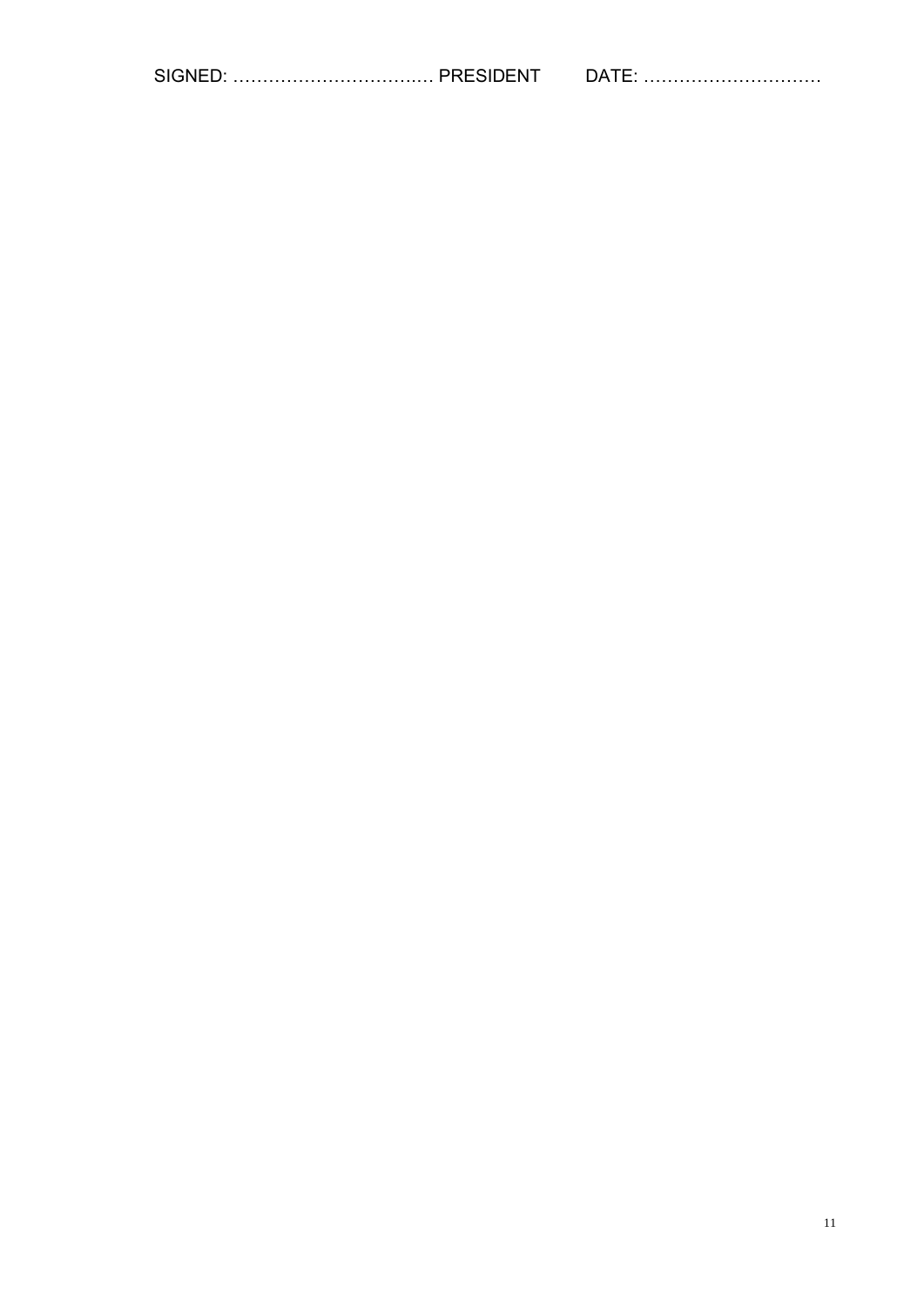SIGNED: …………………………..… PRESIDENT DATE: …………………………